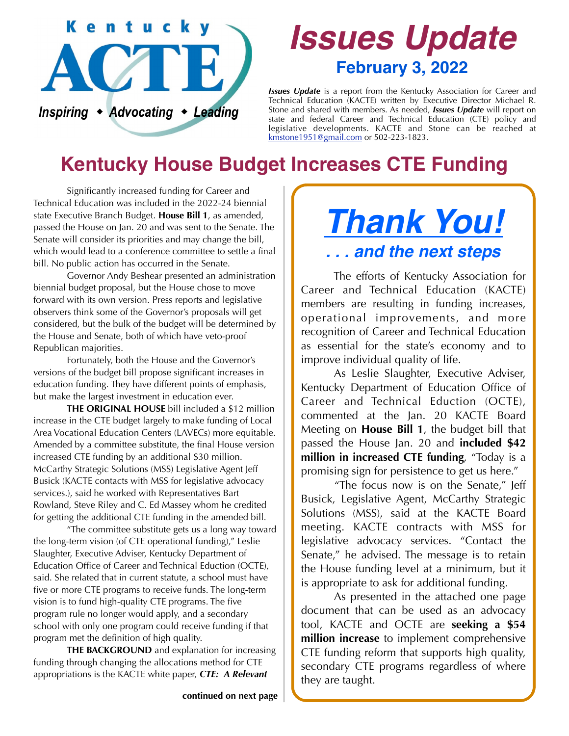Kentucky **ACTE**

*Inspiring ◆ Advocating ◆ Leading*

# *Issues Update*

## February 3, 2022

***Issues Update*** is a report from the Kentucky Association for Career and Technical Education (KACTE) written by Executive Director Michael R. Stone and shared with members. As needed, ***Issues Update*** will report on state and federal Career and Technical Education (CTE) policy and legislative developments. KACTE and Stone can be reached at kmstone1951@gmail.com or 502-223-1823.

# Kentucky House Budget Increases CTE Funding

Significantly increased funding for Career and Technical Education was included in the 2022-24 biennial state Executive Branch Budget. **House Bill 1**, as amended, passed the House on Jan. 20 and was sent to the Senate. The Senate will consider its priorities and may change the bill, which would lead to a conference committee to settle a final bill. No public action has occurred in the Senate.

Governor Andy Beshear presented an administration biennial budget proposal, but the House chose to move forward with its own version. Press reports and legislative observers think some of the Governor's proposals will get considered, but the bulk of the budget will be determined by the House and Senate, both of which have veto-proof Republican majorities.

Fortunately, both the House and the Governor's versions of the budget bill propose significant increases in education funding. They have different points of emphasis, but make the largest investment in education ever.

**THE ORIGINAL HOUSE** bill included a $12 million increase in the CTE budget largely to make funding of Local Area Vocational Education Centers (LAVECs) more equitable. Amended by a committee substitute, the final House version increased CTE funding by an additional $30 million. McCarthy Strategic Solutions (MSS) Legislative Agent Jeff Busick (KACTE contacts with MSS for legislative advocacy services.), said he worked with Representatives Bart Rowland, Steve Riley and C. Ed Massey whom he credited for getting the additional CTE funding in the amended bill.

"The committee substitute gets us a long way toward the long-term vision (of CTE operational funding)," Leslie Slaughter, Executive Adviser, Kentucky Department of Education Office of Career and Technical Eduction (OCTE), said. She related that in current statute, a school must have five or more CTE programs to receive funds. The long-term vision is to fund high-quality CTE programs. The five program rule no longer would apply, and a secondary school with only one program could receive funding if that program met the definition of high quality.

**THE BACKGROUND** and explanation for increasing funding through changing the allocations method for CTE appropriations is the KACTE white paper, ***CTE: A Relevant***

**continued on next page**

## *Thank You!*

### *. . . and the next steps*

The efforts of Kentucky Association for Career and Technical Education (KACTE) members are resulting in funding increases, operational improvements, and more recognition of Career and Technical Education as essential for the state's economy and to improve individual quality of life.

As Leslie Slaughter, Executive Adviser, Kentucky Department of Education Office of Career and Technical Eduction (OCTE), commented at the Jan. 20 KACTE Board Meeting on **House Bill 1**, the budget bill that passed the House Jan. 20 and **included $42 million in increased CTE funding**, "Today is a promising sign for persistence to get us here."

"The focus now is on the Senate," Jeff Busick, Legislative Agent, McCarthy Strategic Solutions (MSS), said at the KACTE Board meeting. KACTE contracts with MSS for legislative advocacy services. "Contact the Senate," he advised. The message is to retain the House funding level at a minimum, but it is appropriate to ask for additional funding.

As presented in the attached one page document that can be used as an advocacy tool, KACTE and OCTE are **seeking a $54 million increase** to implement comprehensive CTE funding reform that supports high quality, secondary CTE programs regardless of where they are taught.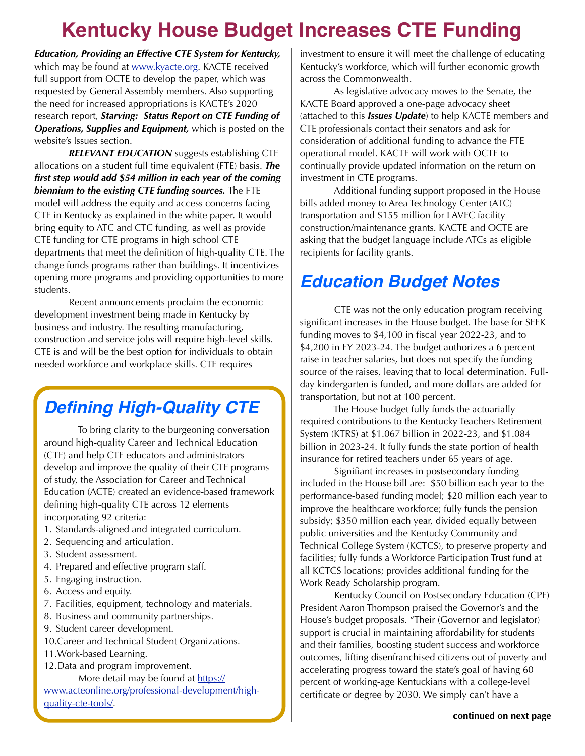# Kentucky House Budget Increases CTE Funding

***Education, Providing an Effective CTE System for Kentucky,*** which may be found at www.kyacte.org. KACTE received full support from OCTE to develop the paper, which was requested by General Assembly members. Also supporting the need for increased appropriations is KACTE's 2020 research report, ***Starving: Status Report on CTE Funding of Operations, Supplies and Equipment,*** which is posted on the website's Issues section.

***RELEVANT EDUCATION*** suggests establishing CTE allocations on a student full time equivalent (FTE) basis. ***The first step would add $54 million in each year of the coming biennium to the existing CTE funding sources.*** The FTE model will address the equity and access concerns facing CTE in Kentucky as explained in the white paper. It would bring equity to ATC and CTC funding, as well as provide CTE funding for CTE programs in high school CTE departments that meet the definition of high-quality CTE. The change funds programs rather than buildings. It incentivizes opening more programs and providing opportunities to more students.

Recent announcements proclaim the economic development investment being made in Kentucky by business and industry. The resulting manufacturing, construction and service jobs will require high-level skills. CTE is and will be the best option for individuals to obtain needed workforce and workplace skills. CTE requires investment to ensure it will meet the challenge of educating Kentucky's workforce, which will further economic growth across the Commonwealth.

As legislative advocacy moves to the Senate, the KACTE Board approved a one-page advocacy sheet (attached to this ***Issues Update***) to help KACTE members and CTE professionals contact their senators and ask for consideration of additional funding to advance the FTE operational model. KACTE will work with OCTE to continually provide updated information on the return on investment in CTE programs.

Additional funding support proposed in the House bills added money to Area Technology Center (ATC) transportation and $155 million for LAVEC facility construction/maintenance grants. KACTE and OCTE are asking that the budget language include ATCs as eligible recipients for facility grants.

## *Defining High-Quality CTE*

To bring clarity to the burgeoning conversation around high-quality Career and Technical Education (CTE) and help CTE educators and administrators develop and improve the quality of their CTE programs of study, the Association for Career and Technical Education (ACTE) created an evidence-based framework defining high-quality CTE across 12 elements incorporating 92 criteria:

1. Standards-aligned and integrated curriculum.
2. Sequencing and articulation.
3. Student assessment.
4. Prepared and effective program staff.
5. Engaging instruction.
6. Access and equity.
7. Facilities, equipment, technology and materials.
8. Business and community partnerships.
9. Student career development.
10. Career and Technical Student Organizations.
11. Work-based Learning.
12. Data and program improvement.

More detail may be found at https://www.acteonline.org/professional-development/high-quality-cte-tools/.

## *Education Budget Notes*

CTE was not the only education program receiving significant increases in the House budget. The base for SEEK funding moves to $4,100 in fiscal year 2022-23, and to $4,200 in FY 2023-24. The budget authorizes a 6 percent raise in teacher salaries, but does not specify the funding source of the raises, leaving that to local determination. Full-day kindergarten is funded, and more dollars are added for transportation, but not at 100 percent.

The House budget fully funds the actuarially required contributions to the Kentucky Teachers Retirement System (KTRS) at $1.067 billion in 2022-23, and $1.084 billion in 2023-24. It fully funds the state portion of health insurance for retired teachers under 65 years of age.

Signifiant increases in postsecondary funding included in the House bill are: $50 billion each year to the performance-based funding model; $20 million each year to improve the healthcare workforce; fully funds the pension subsidy; $350 million each year, divided equally between public universities and the Kentucky Community and Technical College System (KCTCS), to preserve property and facilities; fully funds a Workforce Participation Trust fund at all KCTCS locations; provides additional funding for the Work Ready Scholarship program.

Kentucky Council on Postsecondary Education (CPE) President Aaron Thompson praised the Governor's and the House's budget proposals. "Their (Governor and legislator) support is crucial in maintaining affordability for students and their families, boosting student success and workforce outcomes, lifting disenfranchised citizens out of poverty and accelerating progress toward the state's goal of having 60 percent of working-age Kentuckians with a college-level certificate or degree by 2030. We simply can't have a

**continued on next page**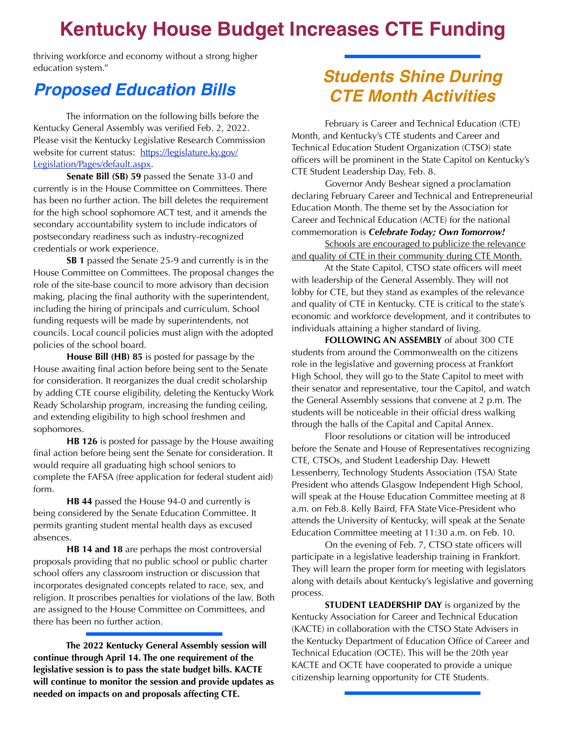# Kentucky House Budget Increases CTE Funding

thriving workforce and economy without a strong higher education system."

## *Proposed Education Bills*

The information on the following bills before the Kentucky General Assembly was verified Feb. 2, 2022. Please visit the Kentucky Legislative Research Commission website for current status: [https://legislature.ky.gov/Legislation/Pages/default.aspx](https://legislature.ky.gov/Legislation/Pages/default.aspx).

**Senate Bill (SB) 59** passed the Senate 33-0 and currently is in the House Committee on Committees. There has been no further action. The bill deletes the requirement for the high school sophomore ACT test, and it amends the secondary accountability system to include indicators of postsecondary readiness such as industry-recognized credentials or work experience.

**SB 1** passed the Senate 25-9 and currently is in the House Committee on Committees. The proposal changes the role of the site-base council to more advisory than decision making, placing the final authority with the superintendent, including the hiring of principals and curriculum. School funding requests will be made by superintendents, not councils. Local council policies must align with the adopted policies of the school board.

**House Bill (HB) 85** is posted for passage by the House awaiting final action before being sent to the Senate for consideration. It reorganizes the dual credit scholarship by adding CTE course eligibility, deleting the Kentucky Work Ready Scholarship program, increasing the funding ceiling, and extending eligibility to high school freshmen and sophomores.

**HB 126** is posted for passage by the House awaiting final action before being sent the Senate for consideration. It would require all graduating high school seniors to complete the FAFSA (free application for federal student aid) form.

**HB 44** passed the House 94-0 and currently is being considered by the Senate Education Committee. It permits granting student mental health days as excused absences.

**HB 14 and 18** are perhaps the most controversial proposals providing that no public school or public charter school offers any classroom instruction or discussion that incorporates designated concepts related to race, sex, and religion. It proscribes penalties for violations of the law. Both are assigned to the House Committee on Committees, and there has been no further action.

**The 2022 Kentucky General Assembly session will continue through April 14. The one requirement of the legislative session is to pass the state budget bills. KACTE will continue to monitor the session and provide updates as needed on impacts on and proposals affecting CTE.**

## *Students Shine During CTE Month Activities*

February is Career and Technical Education (CTE) Month, and Kentucky's CTE students and Career and Technical Education Student Organization (CTSO) state officers will be prominent in the State Capitol on Kentucky's CTE Student Leadership Day, Feb. 8.

Governor Andy Beshear signed a proclamation declaring February Career and Technical and Entrepreneurial Education Month. The theme set by the Association for Career and Technical Education (ACTE) for the national commemoration is ***Celebrate Today; Own Tomorrow!***

Schools are encouraged to publicize the relevance and quality of CTE in their community during CTE Month.

At the State Capitol, CTSO state officers will meet with leadership of the General Assembly. They will not lobby for CTE, but they stand as examples of the relevance and quality of CTE in Kentucky. CTE is critical to the state's economic and workforce development, and it contributes to individuals attaining a higher standard of living.

**FOLLOWING AN ASSEMBLY** of about 300 CTE students from around the Commonwealth on the citizens role in the legislative and governing process at Frankfort High School, they will go to the State Capitol to meet with their senator and representative, tour the Capitol, and watch the General Assembly sessions that convene at 2 p.m. The students will be noticeable in their official dress walking through the halls of the Capital and Capital Annex.

Floor resolutions or citation will be introduced before the Senate and House of Representatives recognizing CTE, CTSOs, and Student Leadership Day. Hewett Lessenberry, Technology Students Association (TSA) State President who attends Glasgow Independent High School, will speak at the House Education Committee meeting at 8 a.m. on Feb.8. Kelly Baird, FFA State Vice-President who attends the University of Kentucky, will speak at the Senate Education Committee meeting at 11:30 a.m. on Feb. 10.

On the evening of Feb. 7, CTSO state officers will participate in a legislative leadership training in Frankfort. They will learn the proper form for meeting with legislators along with details about Kentucky's legislative and governing process.

**STUDENT LEADERSHIP DAY** is organized by the Kentucky Association for Career and Technical Education (KACTE) in collaboration with the CTSO State Advisers in the Kentucky Department of Education Office of Career and Technical Education (OCTE). This will be the 20th year KACTE and OCTE have cooperated to provide a unique citizenship learning opportunity for CTE Students.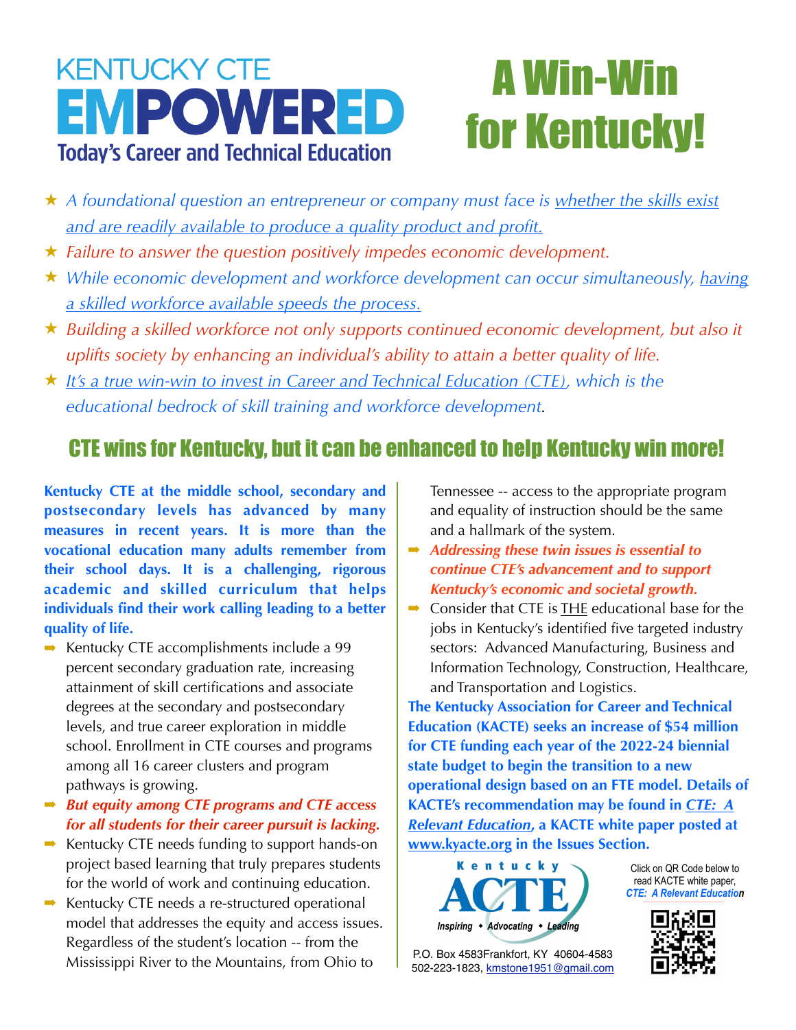# KENTUCKY CTE EMPOWERED

## Today's Career and Technical Education

# A Win-Win for Kentucky!

- ★ *A foundational question an entrepreneur or company must face is whether the skills exist and are readily available to produce a quality product and profit.*
- ★ *Failure to answer the question positively impedes economic development.*
- ★ *While economic development and workforce development can occur simultaneously, having a skilled workforce available speeds the process.*
- ★ *Building a skilled workforce not only supports continued economic development, but also it uplifts society by enhancing an individual's ability to attain a better quality of life.*
- ★ *It's a true win-win to invest in Career and Technical Education (CTE), which is the educational bedrock of skill training and workforce development.*

## CTE wins for Kentucky, but it can be enhanced to help Kentucky win more!

**Kentucky CTE at the middle school, secondary and postsecondary levels has advanced by many measures in recent years. It is more than the vocational education many adults remember from their school days. It is a challenging, rigorous academic and skilled curriculum that helps individuals find their work calling leading to a better quality of life.**

- ➡ Kentucky CTE accomplishments include a 99 percent secondary graduation rate, increasing attainment of skill certifications and associate degrees at the secondary and postsecondary levels, and true career exploration in middle school. Enrollment in CTE courses and programs among all 16 career clusters and program pathways is growing.
- ➡ ***But equity among CTE programs and CTE access for all students for their career pursuit is lacking.***
- ➡ Kentucky CTE needs funding to support hands-on project based learning that truly prepares students for the world of work and continuing education.
- ➡ Kentucky CTE needs a re-structured operational model that addresses the equity and access issues. Regardless of the student's location -- from the Mississippi River to the Mountains, from Ohio to Tennessee -- access to the appropriate program and equality of instruction should be the same and a hallmark of the system.
- ➡ ***Addressing these twin issues is essential to continue CTE's advancement and to support Kentucky's economic and societal growth.***
- ➡ Consider that CTE is THE educational base for the jobs in Kentucky's identified five targeted industry sectors: Advanced Manufacturing, Business and Information Technology, Construction, Healthcare, and Transportation and Logistics.

**The Kentucky Association for Career and Technical Education (KACTE) seeks an increase of $54 million for CTE funding each year of the 2022-24 biennial state budget to begin the transition to a new operational design based on an FTE model. Details of KACTE's recommendation may be found in *CTE: A Relevant Education*, a KACTE white paper posted at www.kyacte.org in the Issues Section.**

Kentucky ACTE

Inspiring ◆ Advocating ◆ Leading

P.O. Box 4583Frankfort, KY 40604-4583
502-223-1823, kmstone1951@gmail.com

Click on QR Code below to read KACTE white paper, *CTE: A Relevant Education*